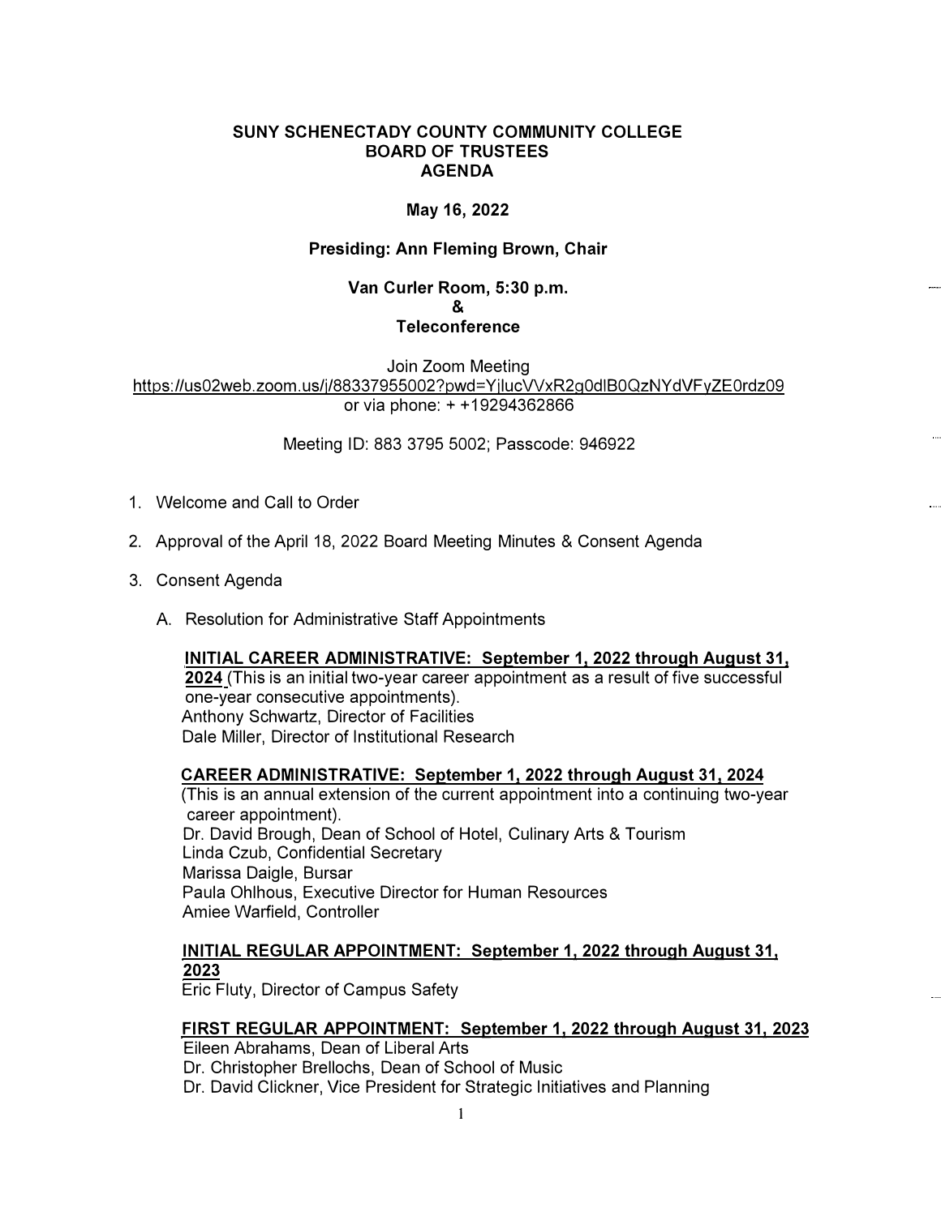# SUNY SCHENECTADY COUNTY COMMUNITY COLLEGE
# BOARD OF TRUSTEES
# AGENDA

**May 16, 2022**

**Presiding: Ann Fleming Brown, Chair**

**Van Curler Room, 5:30 p.m.**
**&**
**Teleconference**

Join Zoom Meeting
https://us02web.zoom.us/j/88337955002?pwd=YjlucVVxR2g0dlB0QzNYdVFyZE0rdz09
or via phone: + +19294362866

Meeting ID: 883 3795 5002; Passcode: 946922

1. Welcome and Call to Order

2. Approval of the April 18, 2022 Board Meeting Minutes & Consent Agenda

3. Consent Agenda

   A. Resolution for Administrative Staff Appointments

      **INITIAL CAREER ADMINISTRATIVE: September 1, 2022 through August 31, 2024** (This is an initial two-year career appointment as a result of five successful one-year consecutive appointments).
      Anthony Schwartz, Director of Facilities
      Dale Miller, Director of Institutional Research

      **CAREER ADMINISTRATIVE: September 1, 2022 through August 31, 2024**
      (This is an annual extension of the current appointment into a continuing two-year career appointment).
      Dr. David Brough, Dean of School of Hotel, Culinary Arts & Tourism
      Linda Czub, Confidential Secretary
      Marissa Daigle, Bursar
      Paula Ohlhous, Executive Director for Human Resources
      Amiee Warfield, Controller

      **INITIAL REGULAR APPOINTMENT: September 1, 2022 through August 31, 2023**
      Eric Fluty, Director of Campus Safety

      **FIRST REGULAR APPOINTMENT: September 1, 2022 through August 31, 2023**
      Eileen Abrahams, Dean of Liberal Arts
      Dr. Christopher Brellochs, Dean of School of Music
      Dr. David Clickner, Vice President for Strategic Initiatives and Planning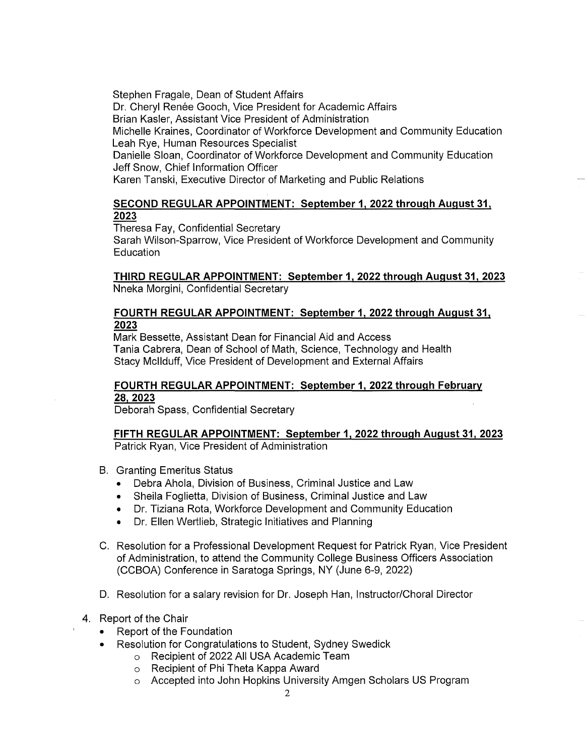Stephen Fragale, Dean of Student Affairs
Dr. Cheryl Renée Gooch, Vice President for Academic Affairs
Brian Kasler, Assistant Vice President of Administration
Michelle Kraines, Coordinator of Workforce Development and Community Education
Leah Rye, Human Resources Specialist
Danielle Sloan, Coordinator of Workforce Development and Community Education
Jeff Snow, Chief Information Officer
Karen Tanski, Executive Director of Marketing and Public Relations

**SECOND REGULAR APPOINTMENT: September 1, 2022 through August 31, 2023**
Theresa Fay, Confidential Secretary
Sarah Wilson-Sparrow, Vice President of Workforce Development and Community Education

**THIRD REGULAR APPOINTMENT: September 1, 2022 through August 31, 2023**
Nneka Morgini, Confidential Secretary

**FOURTH REGULAR APPOINTMENT: September 1, 2022 through August 31, 2023**
Mark Bessette, Assistant Dean for Financial Aid and Access
Tania Cabrera, Dean of School of Math, Science, Technology and Health
Stacy McIlduff, Vice President of Development and External Affairs

**FOURTH REGULAR APPOINTMENT: September 1, 2022 through February 28, 2023**
Deborah Spass, Confidential Secretary

**FIFTH REGULAR APPOINTMENT: September 1, 2022 through August 31, 2023**
Patrick Ryan, Vice President of Administration

B. Granting Emeritus Status
   - Debra Ahola, Division of Business, Criminal Justice and Law
   - Sheila Foglietta, Division of Business, Criminal Justice and Law
   - Dr. Tiziana Rota, Workforce Development and Community Education
   - Dr. Ellen Wertlieb, Strategic Initiatives and Planning

C. Resolution for a Professional Development Request for Patrick Ryan, Vice President of Administration, to attend the Community College Business Officers Association (CCBOA) Conference in Saratoga Springs, NY (June 6-9, 2022)

D. Resolution for a salary revision for Dr. Joseph Han, Instructor/Choral Director

4. Report of the Chair
   - Report of the Foundation
   - Resolution for Congratulations to Student, Sydney Swedick
     - Recipient of 2022 All USA Academic Team
     - Recipient of Phi Theta Kappa Award
     - Accepted into John Hopkins University Amgen Scholars US Program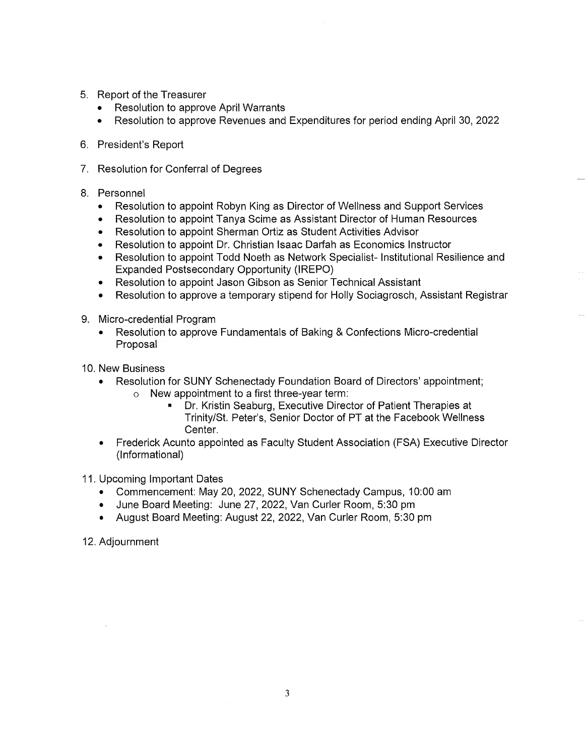5. Report of the Treasurer
   - Resolution to approve April Warrants
   - Resolution to approve Revenues and Expenditures for period ending April 30, 2022

6. President's Report

7. Resolution for Conferral of Degrees

8. Personnel
   - Resolution to appoint Robyn King as Director of Wellness and Support Services
   - Resolution to appoint Tanya Scime as Assistant Director of Human Resources
   - Resolution to appoint Sherman Ortiz as Student Activities Advisor
   - Resolution to appoint Dr. Christian Isaac Darfah as Economics Instructor
   - Resolution to appoint Todd Noeth as Network Specialist- Institutional Resilience and Expanded Postsecondary Opportunity (IREPO)
   - Resolution to appoint Jason Gibson as Senior Technical Assistant
   - Resolution to approve a temporary stipend for Holly Sociagrosch, Assistant Registrar

9. Micro-credential Program
   - Resolution to approve Fundamentals of Baking & Confections Micro-credential Proposal

10. New Business
    - Resolution for SUNY Schenectady Foundation Board of Directors' appointment;
      - New appointment to a first three-year term:
        - Dr. Kristin Seaburg, Executive Director of Patient Therapies at Trinity/St. Peter's, Senior Doctor of PT at the Facebook Wellness Center.
    - Frederick Acunto appointed as Faculty Student Association (FSA) Executive Director (Informational)

11. Upcoming Important Dates
    - Commencement: May 20, 2022, SUNY Schenectady Campus, 10:00 am
    - June Board Meeting: June 27, 2022, Van Curler Room, 5:30 pm
    - August Board Meeting: August 22, 2022, Van Curler Room, 5:30 pm

12. Adjournment